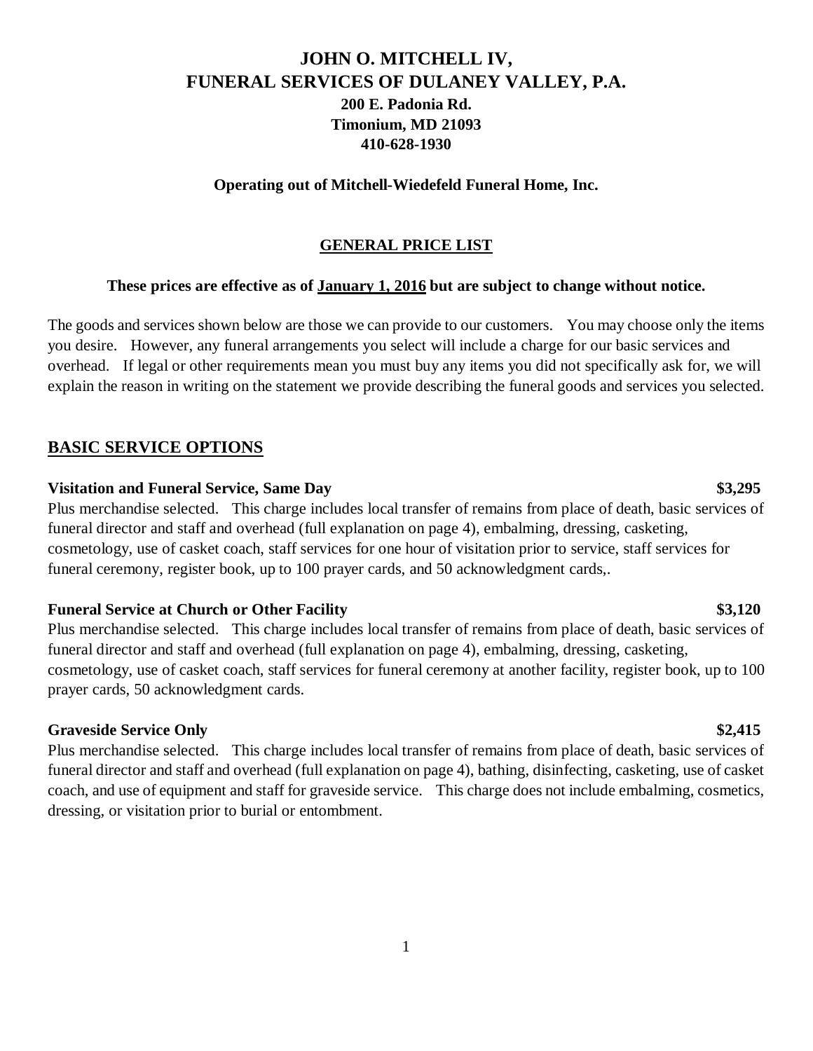# JOHN O. MITCHELL IV, FUNERAL SERVICES OF DULANEY VALLEY, P.A.

**200 E. Padonia Rd.**
**Timonium, MD 21093**
**410-628-1930**

**Operating out of Mitchell-Wiedefeld Funeral Home, Inc.**

## GENERAL PRICE LIST

**These prices are effective as of January 1, 2016 but are subject to change without notice.**

The goods and services shown below are those we can provide to our customers. You may choose only the items you desire. However, any funeral arrangements you select will include a charge for our basic services and overhead. If legal or other requirements mean you must buy any items you did not specifically ask for, we will explain the reason in writing on the statement we provide describing the funeral goods and services you selected.

## BASIC SERVICE OPTIONS

**Visitation and Funeral Service, Same Day** **$3,295**

Plus merchandise selected. This charge includes local transfer of remains from place of death, basic services of funeral director and staff and overhead (full explanation on page 4), embalming, dressing, casketing, cosmetology, use of casket coach, staff services for one hour of visitation prior to service, staff services for funeral ceremony, register book, up to 100 prayer cards, and 50 acknowledgment cards,.

**Funeral Service at Church or Other Facility** **$3,120**

Plus merchandise selected. This charge includes local transfer of remains from place of death, basic services of funeral director and staff and overhead (full explanation on page 4), embalming, dressing, casketing, cosmetology, use of casket coach, staff services for funeral ceremony at another facility, register book, up to 100 prayer cards, 50 acknowledgment cards.

**Graveside Service Only** **$2,415**

Plus merchandise selected. This charge includes local transfer of remains from place of death, basic services of funeral director and staff and overhead (full explanation on page 4), bathing, disinfecting, casketing, use of casket coach, and use of equipment and staff for graveside service. This charge does not include embalming, cosmetics, dressing, or visitation prior to burial or entombment.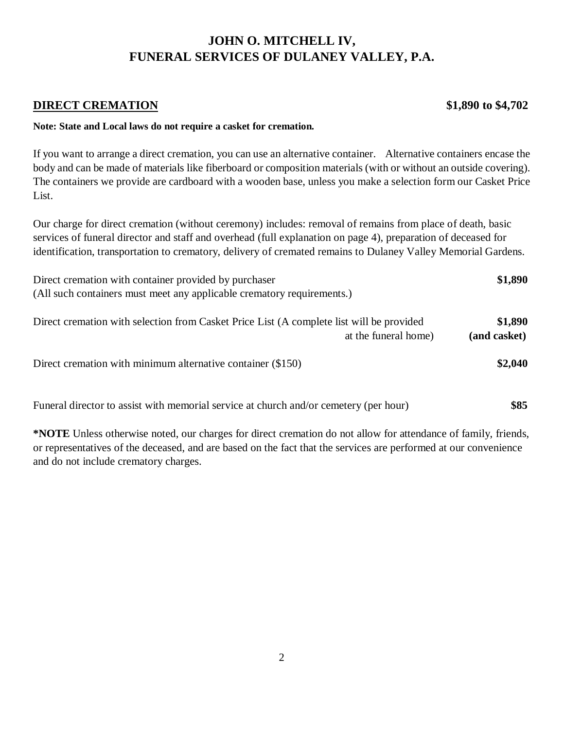# JOHN O. MITCHELL IV, FUNERAL SERVICES OF DULANEY VALLEY, P.A.

## DIRECT CREMATION — $1,890 to $4,702

**Note: State and Local laws do not require a casket for cremation.**

If you want to arrange a direct cremation, you can use an alternative container. Alternative containers encase the body and can be made of materials like fiberboard or composition materials (with or without an outside covering). The containers we provide are cardboard with a wooden base, unless you make a selection form our Casket Price List.

Our charge for direct cremation (without ceremony) includes: removal of remains from place of death, basic services of funeral director and staff and overhead (full explanation on page 4), preparation of deceased for identification, transportation to crematory, delivery of cremated remains to Dulaney Valley Memorial Gardens.

| | |
|---|---|
| Direct cremation with container provided by purchaser (All such containers must meet any applicable crematory requirements.) | **$1,890** |
| Direct cremation with selection from Casket Price List (A complete list will be provided at the funeral home) | **$1,890 (and casket)** |
| Direct cremation with minimum alternative container ($150) | **$2,040** |
| Funeral director to assist with memorial service at church and/or cemetery (per hour) | **$85** |

***NOTE** Unless otherwise noted, our charges for direct cremation do not allow for attendance of family, friends, or representatives of the deceased, and are based on the fact that the services are performed at our convenience and do not include crematory charges.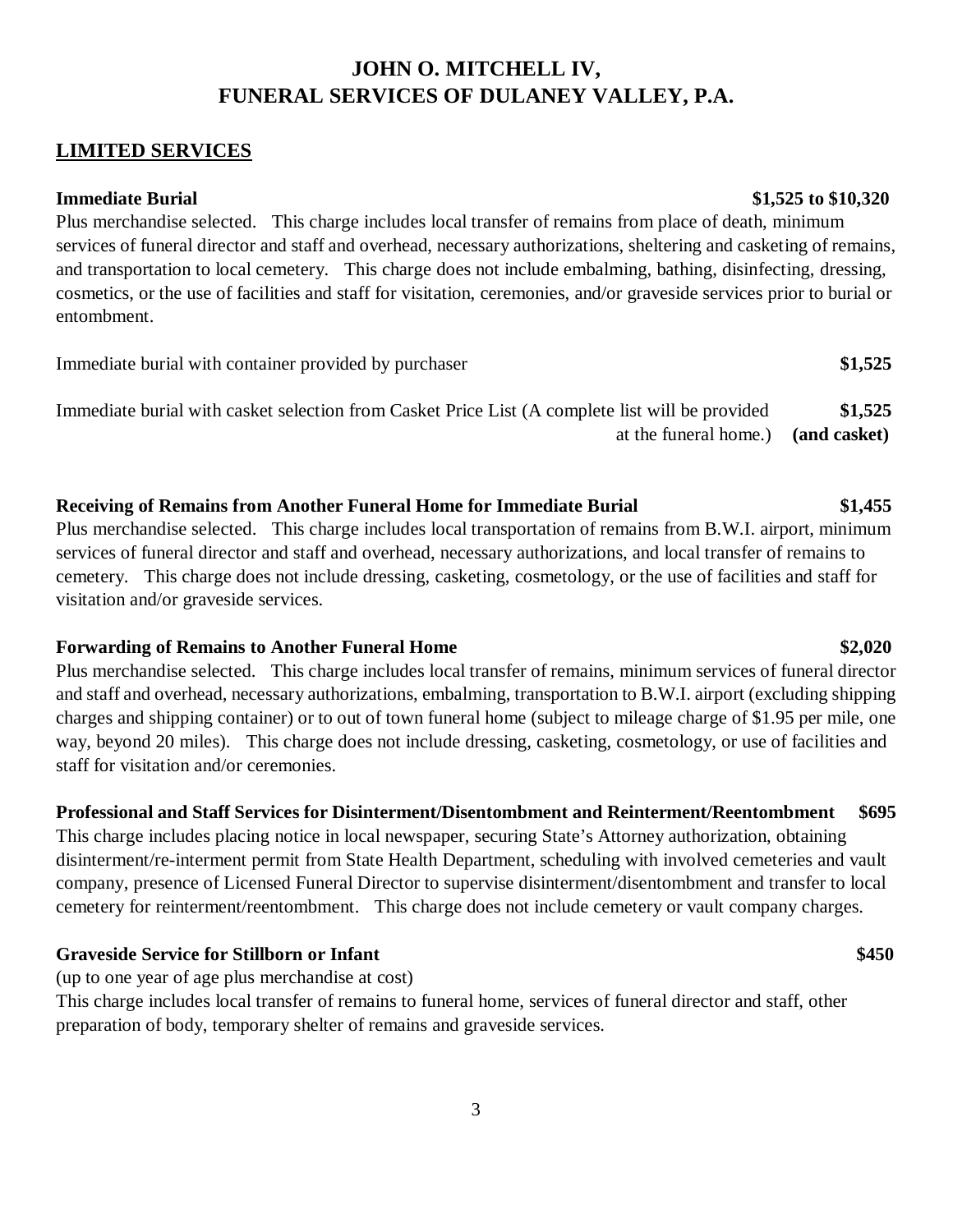# JOHN O. MITCHELL IV, FUNERAL SERVICES OF DULANEY VALLEY, P.A.

## LIMITED SERVICES

**Immediate Burial** **$1,525 to $10,320**

Plus merchandise selected. This charge includes local transfer of remains from place of death, minimum services of funeral director and staff and overhead, necessary authorizations, sheltering and casketing of remains, and transportation to local cemetery. This charge does not include embalming, bathing, disinfecting, dressing, cosmetics, or the use of facilities and staff for visitation, ceremonies, and/or graveside services prior to burial or entombment.

Immediate burial with container provided by purchaser **$1,525**

Immediate burial with casket selection from Casket Price List (A complete list will be provided at the funeral home.) **$1,525 (and casket)**

**Receiving of Remains from Another Funeral Home for Immediate Burial** **$1,455**

Plus merchandise selected. This charge includes local transportation of remains from B.W.I. airport, minimum services of funeral director and staff and overhead, necessary authorizations, and local transfer of remains to cemetery. This charge does not include dressing, casketing, cosmetology, or the use of facilities and staff for visitation and/or graveside services.

**Forwarding of Remains to Another Funeral Home** **$2,020**

Plus merchandise selected. This charge includes local transfer of remains, minimum services of funeral director and staff and overhead, necessary authorizations, embalming, transportation to B.W.I. airport (excluding shipping charges and shipping container) or to out of town funeral home (subject to mileage charge of $1.95 per mile, one way, beyond 20 miles). This charge does not include dressing, casketing, cosmetology, or use of facilities and staff for visitation and/or ceremonies.

**Professional and Staff Services for Disinterment/Disentombment and Reinterment/Reentombment** **$695**

This charge includes placing notice in local newspaper, securing State's Attorney authorization, obtaining disinterment/re-interment permit from State Health Department, scheduling with involved cemeteries and vault company, presence of Licensed Funeral Director to supervise disinterment/disentombment and transfer to local cemetery for reinterment/reentombment. This charge does not include cemetery or vault company charges.

**Graveside Service for Stillborn or Infant** **$450**

(up to one year of age plus merchandise at cost)

This charge includes local transfer of remains to funeral home, services of funeral director and staff, other preparation of body, temporary shelter of remains and graveside services.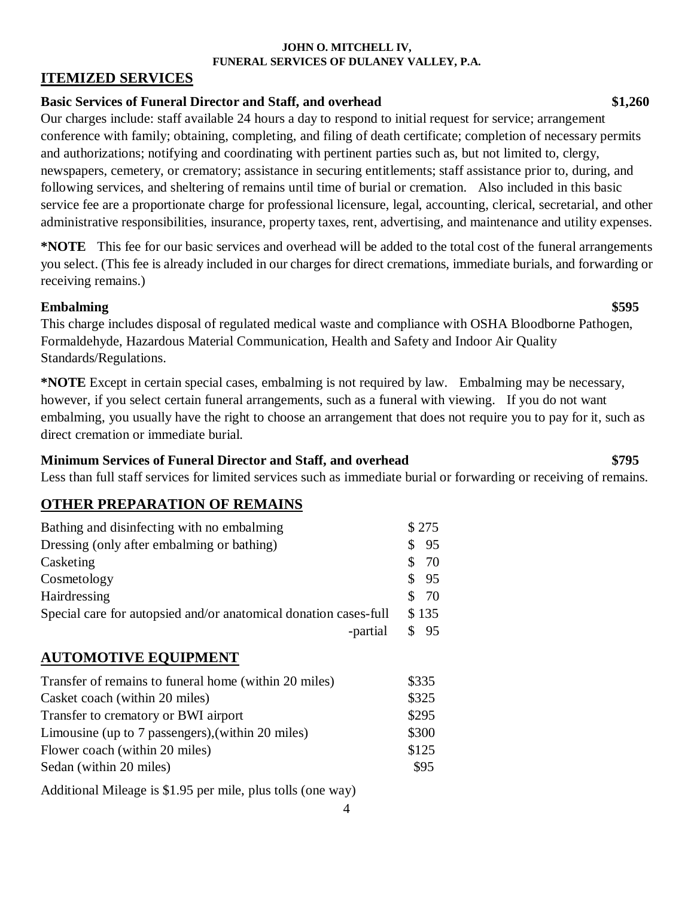**JOHN O. MITCHELL IV,**
**FUNERAL SERVICES OF DULANEY VALLEY, P.A.**

## ITEMIZED SERVICES

**Basic Services of Funeral Director and Staff, and overhead** **$1,260**

Our charges include: staff available 24 hours a day to respond to initial request for service; arrangement conference with family; obtaining, completing, and filing of death certificate; completion of necessary permits and authorizations; notifying and coordinating with pertinent parties such as, but not limited to, clergy, newspapers, cemetery, or crematory; assistance in securing entitlements; staff assistance prior to, during, and following services, and sheltering of remains until time of burial or cremation. Also included in this basic service fee are a proportionate charge for professional licensure, legal, accounting, clerical, secretarial, and other administrative responsibilities, insurance, property taxes, rent, advertising, and maintenance and utility expenses.

**\*NOTE** This fee for our basic services and overhead will be added to the total cost of the funeral arrangements you select. (This fee is already included in our charges for direct cremations, immediate burials, and forwarding or receiving remains.)

**Embalming** **$595**

This charge includes disposal of regulated medical waste and compliance with OSHA Bloodborne Pathogen, Formaldehyde, Hazardous Material Communication, Health and Safety and Indoor Air Quality Standards/Regulations.

**\*NOTE** Except in certain special cases, embalming is not required by law. Embalming may be necessary, however, if you select certain funeral arrangements, such as a funeral with viewing. If you do not want embalming, you usually have the right to choose an arrangement that does not require you to pay for it, such as direct cremation or immediate burial.

**Minimum Services of Funeral Director and Staff, and overhead** **$795**

Less than full staff services for limited services such as immediate burial or forwarding or receiving of remains.

## OTHER PREPARATION OF REMAINS

| Service | Price |
|---|---|
| Bathing and disinfecting with no embalming | $ 275 |
| Dressing (only after embalming or bathing) | $ 95 |
| Casketing | $ 70 |
| Cosmetology | $ 95 |
| Hairdressing | $ 70 |
| Special care for autopsied and/or anatomical donation cases-full | $ 135 |
| -partial | $ 95 |

## AUTOMOTIVE EQUIPMENT

| Service | Price |
|---|---|
| Transfer of remains to funeral home (within 20 miles) | $335 |
| Casket coach (within 20 miles) | $325 |
| Transfer to crematory or BWI airport | $295 |
| Limousine (up to 7 passengers),(within 20 miles) | $300 |
| Flower coach (within 20 miles) | $125 |
| Sedan (within 20 miles) | $95 |

Additional Mileage is $1.95 per mile, plus tolls (one way)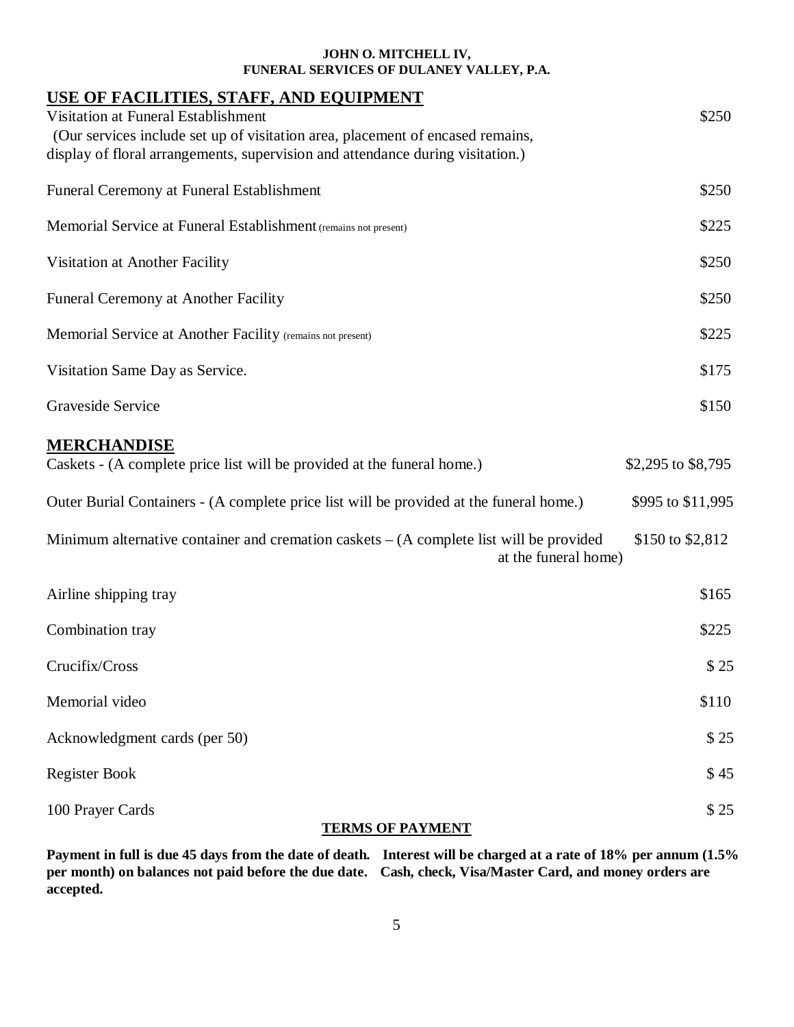**JOHN O. MITCHELL IV,**
**FUNERAL SERVICES OF DULANEY VALLEY, P.A.**

## USE OF FACILITIES, STAFF, AND EQUIPMENT

| | |
|---|---|
| Visitation at Funeral Establishment (Our services include set up of visitation area, placement of encased remains, display of floral arrangements, supervision and attendance during visitation.) | \$250 |
| Funeral Ceremony at Funeral Establishment | \$250 |
| Memorial Service at Funeral Establishment (remains not present) | \$225 |
| Visitation at Another Facility | \$250 |
| Funeral Ceremony at Another Facility | \$250 |
| Memorial Service at Another Facility (remains not present) | \$225 |
| Visitation Same Day as Service. | \$175 |
| Graveside Service | \$150 |

## MERCHANDISE

| | |
|---|---|
| Caskets - (A complete price list will be provided at the funeral home.) | \$2,295 to \$8,795 |
| Outer Burial Containers - (A complete price list will be provided at the funeral home.) | \$995 to \$11,995 |
| Minimum alternative container and cremation caskets – (A complete list will be provided at the funeral home) | \$150 to \$2,812 |
| Airline shipping tray | \$165 |
| Combination tray | \$225 |
| Crucifix/Cross | \$ 25 |
| Memorial video | \$110 |
| Acknowledgment cards (per 50) | \$ 25 |
| Register Book | \$ 45 |
| 100 Prayer Cards | \$ 25 |

**TERMS OF PAYMENT**

**Payment in full is due 45 days from the date of death. Interest will be charged at a rate of 18% per annum (1.5% per month) on balances not paid before the due date. Cash, check, Visa/Master Card, and money orders are accepted.**